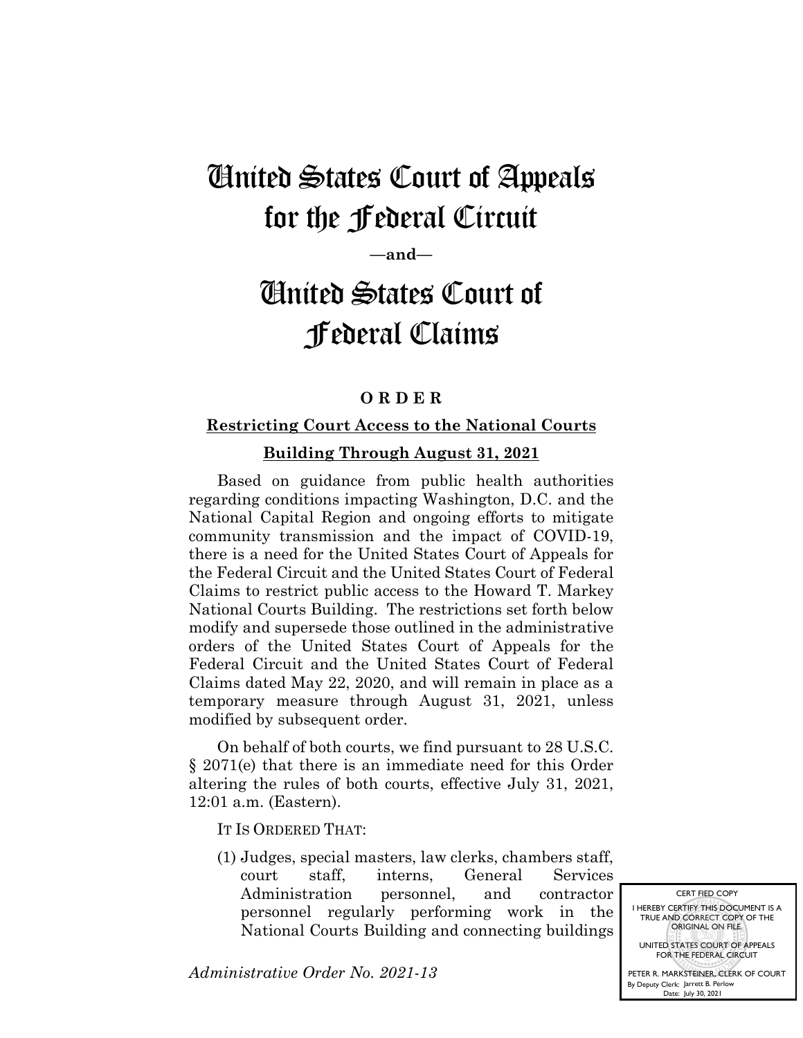# United States Court of Appeals for the Federal Circuit

**—and—**

# United States Court of Federal Claims

**O R D E R**

**Restricting Court Access to the National Courts Building Through August 31, 2021**

Based on guidance from public health authorities regarding conditions impacting Washington, D.C. and the National Capital Region and ongoing efforts to mitigate community transmission and the impact of COVID-19, there is a need for the United States Court of Appeals for the Federal Circuit and the United States Court of Federal Claims to restrict public access to the Howard T. Markey National Courts Building. The restrictions set forth below modify and supersede those outlined in the administrative orders of the United States Court of Appeals for the Federal Circuit and the United States Court of Federal Claims dated May 22, 2020, and will remain in place as a temporary measure through August 31, 2021, unless modified by subsequent order.

On behalf of both courts, we find pursuant to 28 U.S.C. § 2071(e) that there is an immediate need for this Order altering the rules of both courts, effective July 31, 2021, 12:01 a.m. (Eastern).

IT IS ORDERED THAT:

(1) Judges, special masters, law clerks, chambers staff, court staff, interns, General Services Administration personnel, and contractor personnel regularly performing work in the National Courts Building and connecting buildings

CERTIFIED COPY
I HEREBY CERTIFY THIS DOCUMENT IS A TRUE AND CORRECT COPY OF THE ORIGINAL ON FILE.
UNITED STATES COURT OF APPEALS FOR THE FEDERAL CIRCUIT
PETER R. MARKSTEINER, CLERK OF COURT
By Deputy Clerk: Jarrett B. Perlow
Date: July 30, 2021

*Administrative Order No. 2021-13*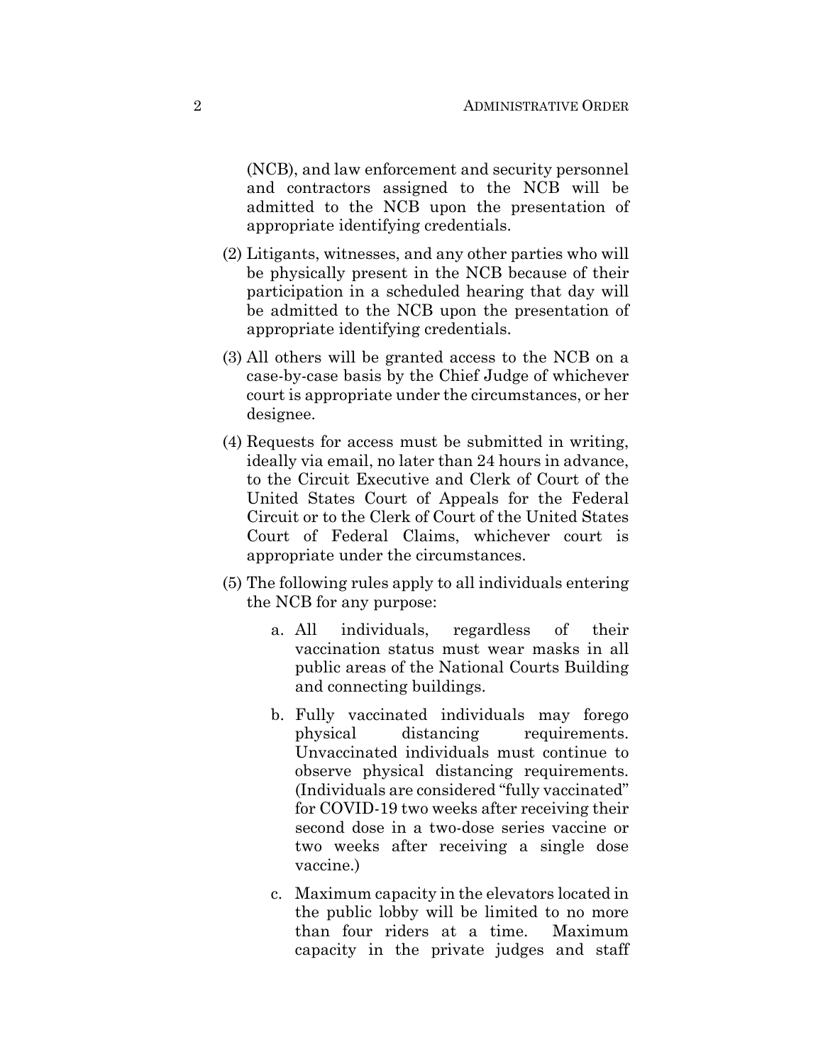(NCB), and law enforcement and security personnel and contractors assigned to the NCB will be admitted to the NCB upon the presentation of appropriate identifying credentials.

(2) Litigants, witnesses, and any other parties who will be physically present in the NCB because of their participation in a scheduled hearing that day will be admitted to the NCB upon the presentation of appropriate identifying credentials.

(3) All others will be granted access to the NCB on a case-by-case basis by the Chief Judge of whichever court is appropriate under the circumstances, or her designee.

(4) Requests for access must be submitted in writing, ideally via email, no later than 24 hours in advance, to the Circuit Executive and Clerk of Court of the United States Court of Appeals for the Federal Circuit or to the Clerk of Court of the United States Court of Federal Claims, whichever court is appropriate under the circumstances.

(5) The following rules apply to all individuals entering the NCB for any purpose:

   a. All individuals, regardless of their vaccination status must wear masks in all public areas of the National Courts Building and connecting buildings.

   b. Fully vaccinated individuals may forego physical distancing requirements. Unvaccinated individuals must continue to observe physical distancing requirements. (Individuals are considered "fully vaccinated" for COVID-19 two weeks after receiving their second dose in a two-dose series vaccine or two weeks after receiving a single dose vaccine.)

   c. Maximum capacity in the elevators located in the public lobby will be limited to no more than four riders at a time. Maximum capacity in the private judges and staff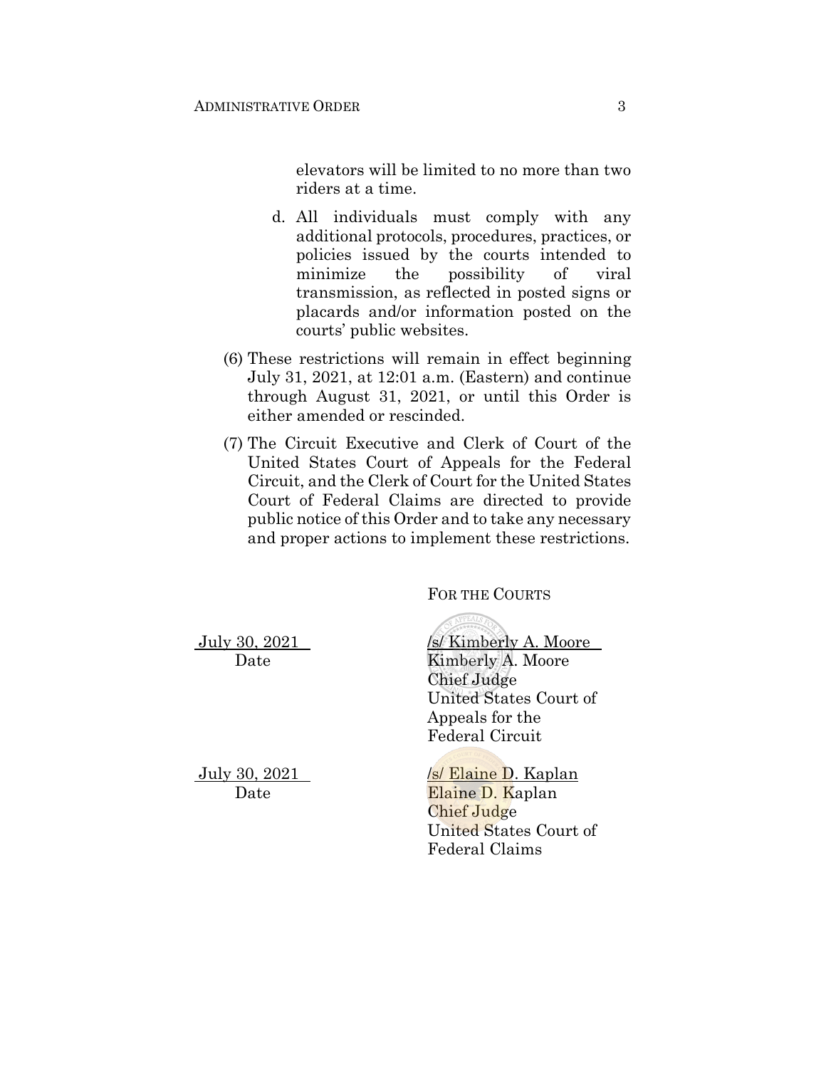elevators will be limited to no more than two riders at a time.

d. All individuals must comply with any additional protocols, procedures, practices, or policies issued by the courts intended to minimize the possibility of viral transmission, as reflected in posted signs or placards and/or information posted on the courts' public websites.

(6) These restrictions will remain in effect beginning July 31, 2021, at 12:01 a.m. (Eastern) and continue through August 31, 2021, or until this Order is either amended or rescinded.

(7) The Circuit Executive and Clerk of Court of the United States Court of Appeals for the Federal Circuit, and the Clerk of Court for the United States Court of Federal Claims are directed to provide public notice of this Order and to take any necessary and proper actions to implement these restrictions.

FOR THE COURTS

July 30, 2021
Date

/s/ Kimberly A. Moore
Kimberly A. Moore
Chief Judge
United States Court of Appeals for the Federal Circuit

July 30, 2021
Date

/s/ Elaine D. Kaplan
Elaine D. Kaplan
Chief Judge
United States Court of Federal Claims